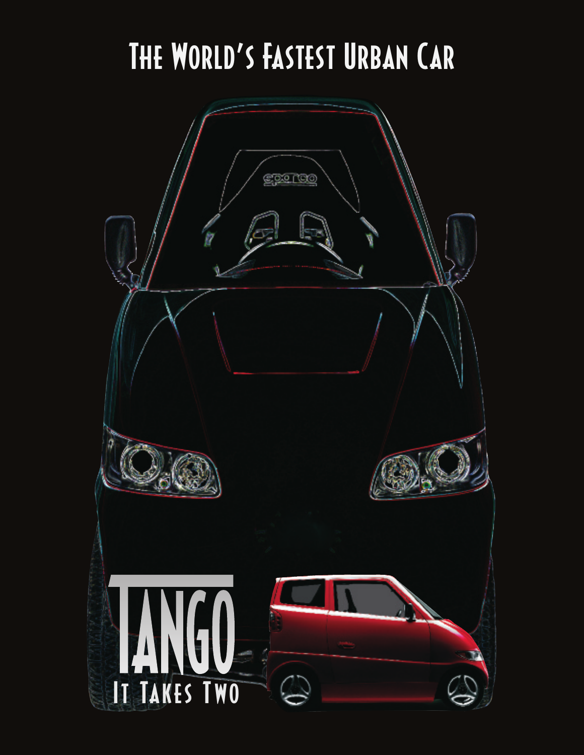# The World's Fastest Urban Car

# Tango

It Takes Two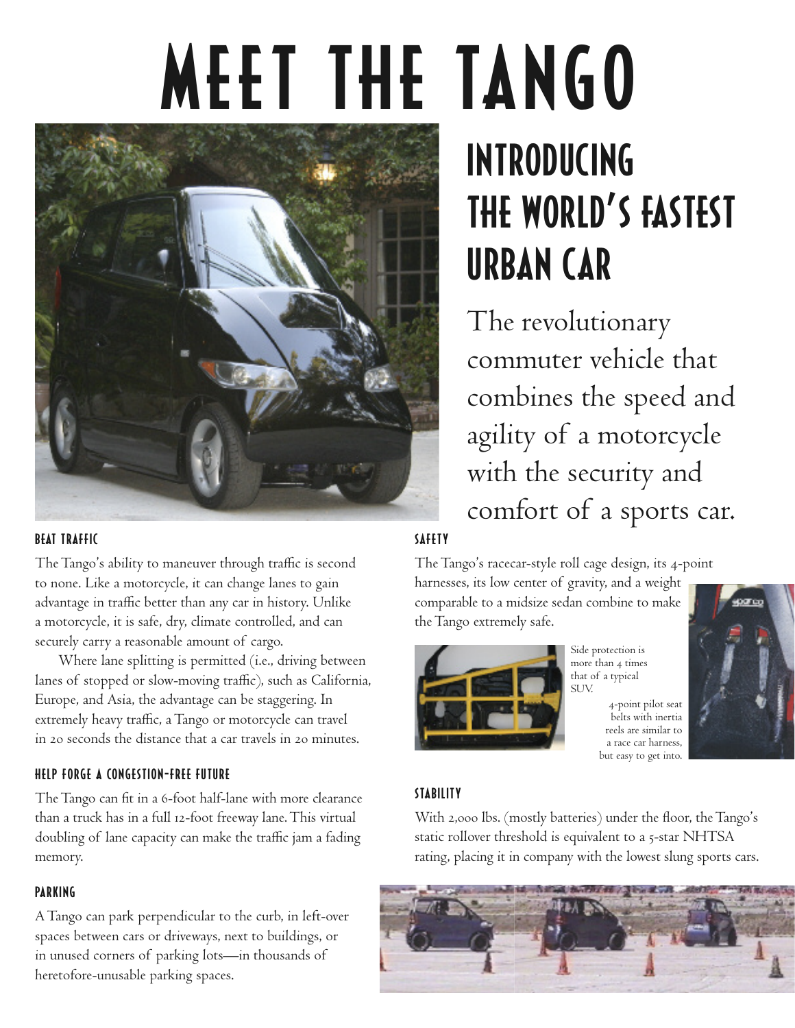# MEET THE TANGO

## INTRODUCING THE WORLD'S FASTEST URBAN CAR

The revolutionary commuter vehicle that combines the speed and agility of a motorcycle with the security and comfort of a sports car.

### BEAT TRAFFIC

The Tango's ability to maneuver through traffic is second to none. Like a motorcycle, it can change lanes to gain advantage in traffic better than any car in history. Unlike a motorcycle, it is safe, dry, climate controlled, and can securely carry a reasonable amount of cargo.

Where lane splitting is permitted (i.e., driving between lanes of stopped or slow-moving traffic), such as California, Europe, and Asia, the advantage can be staggering. In extremely heavy traffic, a Tango or motorcycle can travel in 20 seconds the distance that a car travels in 20 minutes.

### HELP FORGE A CONGESTION-FREE FUTURE

The Tango can fit in a 6-foot half-lane with more clearance than a truck has in a full 12-foot freeway lane. This virtual doubling of lane capacity can make the traffic jam a fading memory.

### PARKING

A Tango can park perpendicular to the curb, in left-over spaces between cars or driveways, next to buildings, or in unused corners of parking lots—in thousands of heretofore-unusable parking spaces.

### SAFETY

The Tango's racecar-style roll cage design, its 4-point harnesses, its low center of gravity, and a weight comparable to a midsize sedan combine to make the Tango extremely safe.

Side protection is more than 4 times that of a typical SUV.

4-point pilot seat belts with inertia reels are similar to a race car harness, but easy to get into.

### STABILITY

With 2,000 lbs. (mostly batteries) under the floor, the Tango's static rollover threshold is equivalent to a 5-star NHTSA rating, placing it in company with the lowest slung sports cars.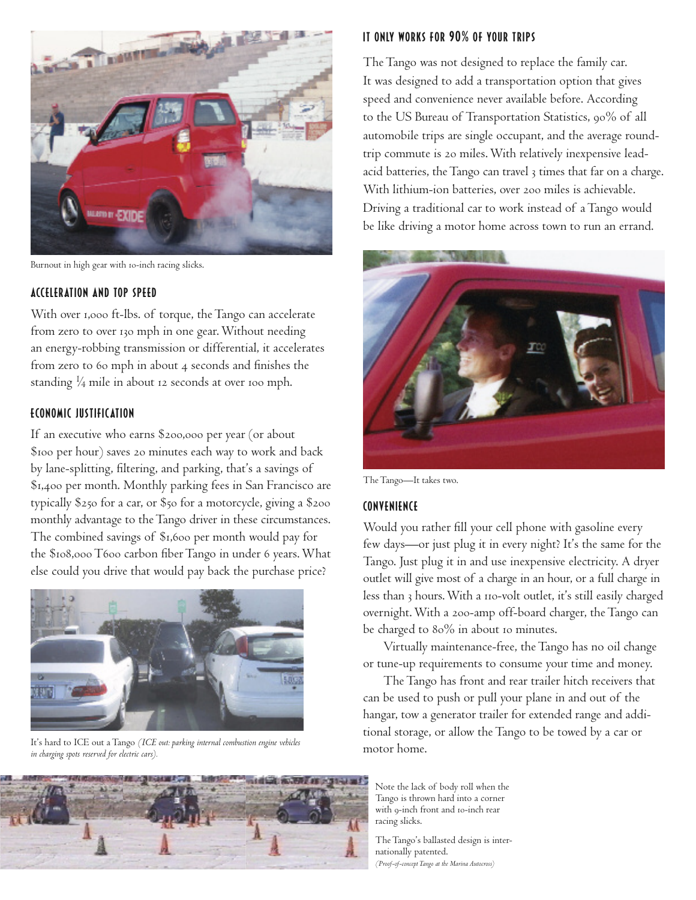Burnout in high gear with 10-inch racing slicks.

## ACCELERATION AND TOP SPEED

With over 1,000 ft-lbs. of torque, the Tango can accelerate from zero to over 130 mph in one gear. Without needing an energy-robbing transmission or differential, it accelerates from zero to 60 mph in about 4 seconds and finishes the standing ¼ mile in about 12 seconds at over 100 mph.

## ECONOMIC JUSTIFICATION

If an executive who earns $200,000 per year (or about $100 per hour) saves 20 minutes each way to work and back by lane-splitting, filtering, and parking, that's a savings of $1,400 per month. Monthly parking fees in San Francisco are typically $250 for a car, or $50 for a motorcycle, giving a $200 monthly advantage to the Tango driver in these circumstances. The combined savings of $1,600 per month would pay for the $108,000 T600 carbon fiber Tango in under 6 years. What else could you drive that would pay back the purchase price?

It's hard to ICE out a Tango *(ICE out: parking internal combustion engine vehicles in charging spots reserved for electric cars).*

## IT ONLY WORKS FOR 90% OF YOUR TRIPS

The Tango was not designed to replace the family car. It was designed to add a transportation option that gives speed and convenience never available before. According to the US Bureau of Transportation Statistics, 90% of all automobile trips are single occupant, and the average round-trip commute is 20 miles. With relatively inexpensive lead-acid batteries, the Tango can travel 3 times that far on a charge. With lithium-ion batteries, over 200 miles is achievable. Driving a traditional car to work instead of a Tango would be like driving a motor home across town to run an errand.

The Tango—It takes two.

## CONVENIENCE

Would you rather fill your cell phone with gasoline every few days—or just plug it in every night? It's the same for the Tango. Just plug it in and use inexpensive electricity. A dryer outlet will give most of a charge in an hour, or a full charge in less than 3 hours. With a 110-volt outlet, it's still easily charged overnight. With a 200-amp off-board charger, the Tango can be charged to 80% in about 10 minutes.

Virtually maintenance-free, the Tango has no oil change or tune-up requirements to consume your time and money.

The Tango has front and rear trailer hitch receivers that can be used to push or pull your plane in and out of the hangar, tow a generator trailer for extended range and additional storage, or allow the Tango to be towed by a car or motor home.

Note the lack of body roll when the Tango is thrown hard into a corner with 9-inch front and 10-inch rear racing slicks.

The Tango's ballasted design is internationally patented.
*(Proof-of-concept Tango at the Marina Autocross)*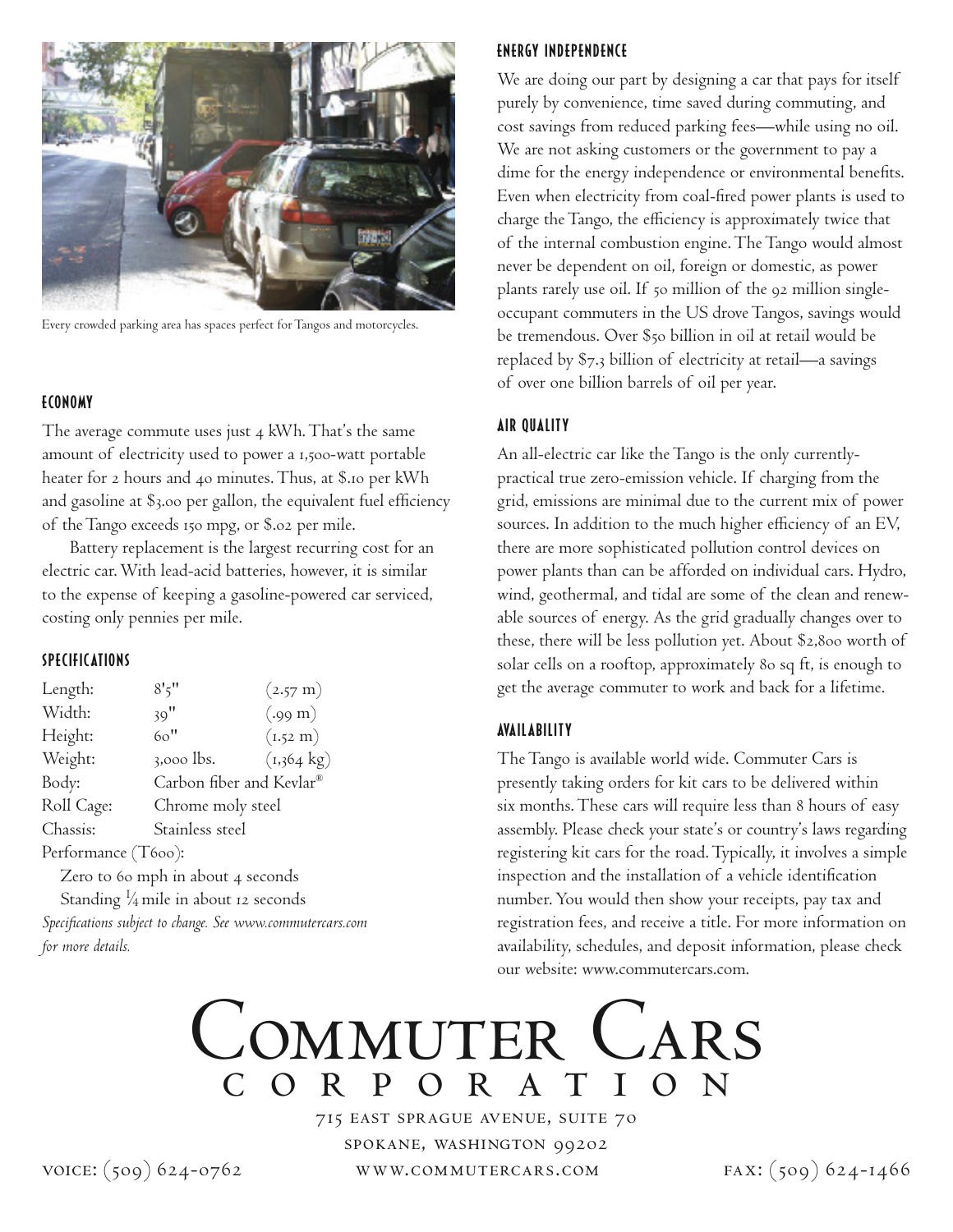Every crowded parking area has spaces perfect for Tangos and motorcycles.

## ECONOMY

The average commute uses just 4 kWh. That's the same amount of electricity used to power a 1,500-watt portable heater for 2 hours and 40 minutes. Thus, at $.10 per kWh and gasoline at $3.00 per gallon, the equivalent fuel efficiency of the Tango exceeds 150 mpg, or $.02 per mile.

Battery replacement is the largest recurring cost for an electric car. With lead-acid batteries, however, it is similar to the expense of keeping a gasoline-powered car serviced, costing only pennies per mile.

## SPECIFICATIONS

| | | |
|---|---|---|
| Length: | 8'5" | (2.57 m) |
| Width: | 39" | (.99 m) |
| Height: | 60" | (1.52 m) |
| Weight: | 3,000 lbs. | (1,364 kg) |
| Body: | Carbon fiber and Kevlar® | |
| Roll Cage: | Chrome moly steel | |
| Chassis: | Stainless steel | |

Performance (T600):

Zero to 60 mph in about 4 seconds

Standing ¼ mile in about 12 seconds

*Specifications subject to change. See www.commutercars.com for more details.*

## ENERGY INDEPENDENCE

We are doing our part by designing a car that pays for itself purely by convenience, time saved during commuting, and cost savings from reduced parking fees—while using no oil. We are not asking customers or the government to pay a dime for the energy independence or environmental benefits. Even when electricity from coal-fired power plants is used to charge the Tango, the efficiency is approximately twice that of the internal combustion engine. The Tango would almost never be dependent on oil, foreign or domestic, as power plants rarely use oil. If 50 million of the 92 million single-occupant commuters in the US drove Tangos, savings would be tremendous. Over $50 billion in oil at retail would be replaced by $7.3 billion of electricity at retail—a savings of over one billion barrels of oil per year.

## AIR QUALITY

An all-electric car like the Tango is the only currently-practical true zero-emission vehicle. If charging from the grid, emissions are minimal due to the current mix of power sources. In addition to the much higher efficiency of an EV, there are more sophisticated pollution control devices on power plants than can be afforded on individual cars. Hydro, wind, geothermal, and tidal are some of the clean and renewable sources of energy. As the grid gradually changes over to these, there will be less pollution yet. About $2,800 worth of solar cells on a rooftop, approximately 80 sq ft, is enough to get the average commuter to work and back for a lifetime.

## AVAILABILITY

The Tango is available world wide. Commuter Cars is presently taking orders for kit cars to be delivered within six months. These cars will require less than 8 hours of easy assembly. Please check your state's or country's laws regarding registering kit cars for the road. Typically, it involves a simple inspection and the installation of a vehicle identification number. You would then show your receipts, pay tax and registration fees, and receive a title. For more information on availability, schedules, and deposit information, please check our website: www.commutercars.com.

# COMMUTER CARS CORPORATION

715 EAST SPRAGUE AVENUE, SUITE 70

SPOKANE, WASHINGTON 99202

VOICE: (509) 624-0762 WWW.COMMUTERCARS.COM FAX: (509) 624-1466